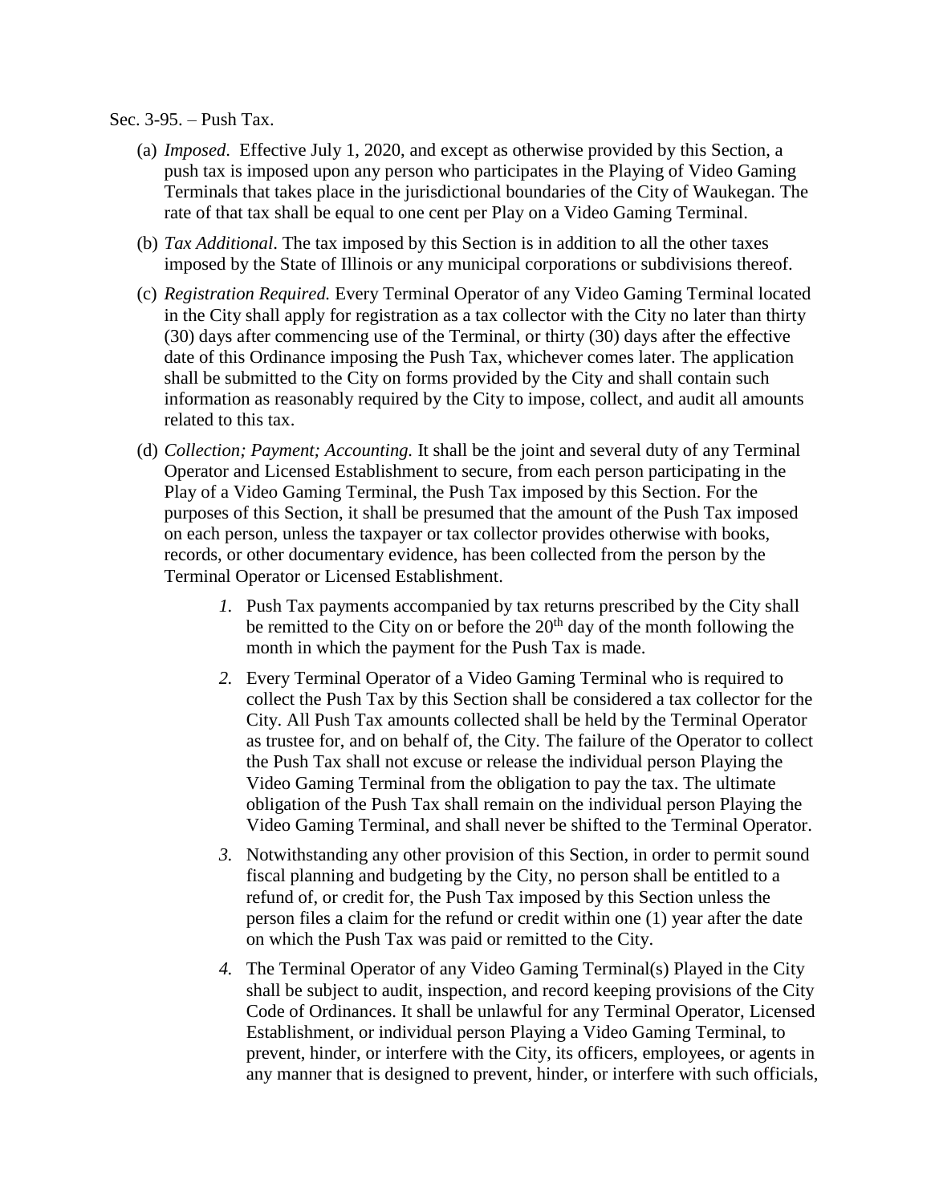Sec. 3-95. – Push Tax.

(a) *Imposed.* Effective July 1, 2020, and except as otherwise provided by this Section, a push tax is imposed upon any person who participates in the Playing of Video Gaming Terminals that takes place in the jurisdictional boundaries of the City of Waukegan. The rate of that tax shall be equal to one cent per Play on a Video Gaming Terminal.

(b) *Tax Additional*. The tax imposed by this Section is in addition to all the other taxes imposed by the State of Illinois or any municipal corporations or subdivisions thereof.

(c) *Registration Required.* Every Terminal Operator of any Video Gaming Terminal located in the City shall apply for registration as a tax collector with the City no later than thirty (30) days after commencing use of the Terminal, or thirty (30) days after the effective date of this Ordinance imposing the Push Tax, whichever comes later. The application shall be submitted to the City on forms provided by the City and shall contain such information as reasonably required by the City to impose, collect, and audit all amounts related to this tax.

(d) *Collection; Payment; Accounting.* It shall be the joint and several duty of any Terminal Operator and Licensed Establishment to secure, from each person participating in the Play of a Video Gaming Terminal, the Push Tax imposed by this Section. For the purposes of this Section, it shall be presumed that the amount of the Push Tax imposed on each person, unless the taxpayer or tax collector provides otherwise with books, records, or other documentary evidence, has been collected from the person by the Terminal Operator or Licensed Establishment.

*1.* Push Tax payments accompanied by tax returns prescribed by the City shall be remitted to the City on or before the 20th day of the month following the month in which the payment for the Push Tax is made.

*2.* Every Terminal Operator of a Video Gaming Terminal who is required to collect the Push Tax by this Section shall be considered a tax collector for the City. All Push Tax amounts collected shall be held by the Terminal Operator as trustee for, and on behalf of, the City. The failure of the Operator to collect the Push Tax shall not excuse or release the individual person Playing the Video Gaming Terminal from the obligation to pay the tax. The ultimate obligation of the Push Tax shall remain on the individual person Playing the Video Gaming Terminal, and shall never be shifted to the Terminal Operator.

*3.* Notwithstanding any other provision of this Section, in order to permit sound fiscal planning and budgeting by the City, no person shall be entitled to a refund of, or credit for, the Push Tax imposed by this Section unless the person files a claim for the refund or credit within one (1) year after the date on which the Push Tax was paid or remitted to the City.

*4.* The Terminal Operator of any Video Gaming Terminal(s) Played in the City shall be subject to audit, inspection, and record keeping provisions of the City Code of Ordinances. It shall be unlawful for any Terminal Operator, Licensed Establishment, or individual person Playing a Video Gaming Terminal, to prevent, hinder, or interfere with the City, its officers, employees, or agents in any manner that is designed to prevent, hinder, or interfere with such officials,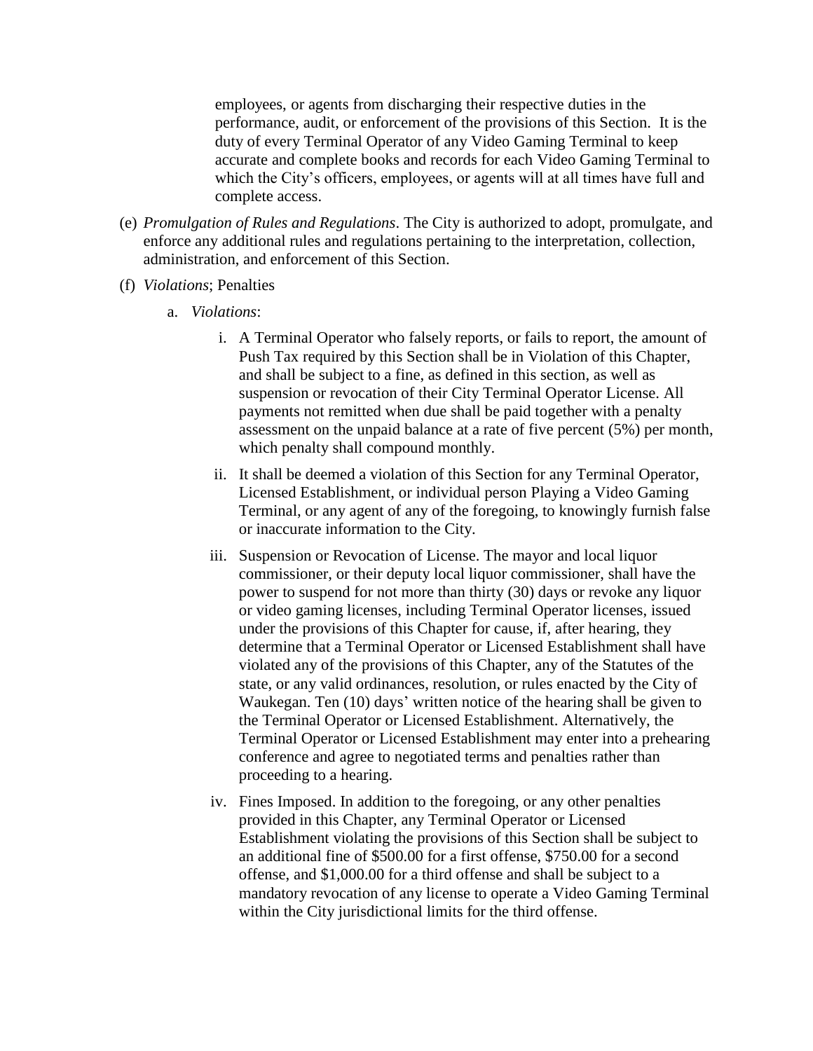employees, or agents from discharging their respective duties in the performance, audit, or enforcement of the provisions of this Section. It is the duty of every Terminal Operator of any Video Gaming Terminal to keep accurate and complete books and records for each Video Gaming Terminal to which the City's officers, employees, or agents will at all times have full and complete access.

(e) *Promulgation of Rules and Regulations*. The City is authorized to adopt, promulgate, and enforce any additional rules and regulations pertaining to the interpretation, collection, administration, and enforcement of this Section.

(f) *Violations*; Penalties

a. *Violations*:

i. A Terminal Operator who falsely reports, or fails to report, the amount of Push Tax required by this Section shall be in Violation of this Chapter, and shall be subject to a fine, as defined in this section, as well as suspension or revocation of their City Terminal Operator License. All payments not remitted when due shall be paid together with a penalty assessment on the unpaid balance at a rate of five percent (5%) per month, which penalty shall compound monthly.

ii. It shall be deemed a violation of this Section for any Terminal Operator, Licensed Establishment, or individual person Playing a Video Gaming Terminal, or any agent of any of the foregoing, to knowingly furnish false or inaccurate information to the City.

iii. Suspension or Revocation of License. The mayor and local liquor commissioner, or their deputy local liquor commissioner, shall have the power to suspend for not more than thirty (30) days or revoke any liquor or video gaming licenses, including Terminal Operator licenses, issued under the provisions of this Chapter for cause, if, after hearing, they determine that a Terminal Operator or Licensed Establishment shall have violated any of the provisions of this Chapter, any of the Statutes of the state, or any valid ordinances, resolution, or rules enacted by the City of Waukegan. Ten (10) days' written notice of the hearing shall be given to the Terminal Operator or Licensed Establishment. Alternatively, the Terminal Operator or Licensed Establishment may enter into a prehearing conference and agree to negotiated terms and penalties rather than proceeding to a hearing.

iv. Fines Imposed. In addition to the foregoing, or any other penalties provided in this Chapter, any Terminal Operator or Licensed Establishment violating the provisions of this Section shall be subject to an additional fine of $500.00 for a first offense, $750.00 for a second offense, and $1,000.00 for a third offense and shall be subject to a mandatory revocation of any license to operate a Video Gaming Terminal within the City jurisdictional limits for the third offense.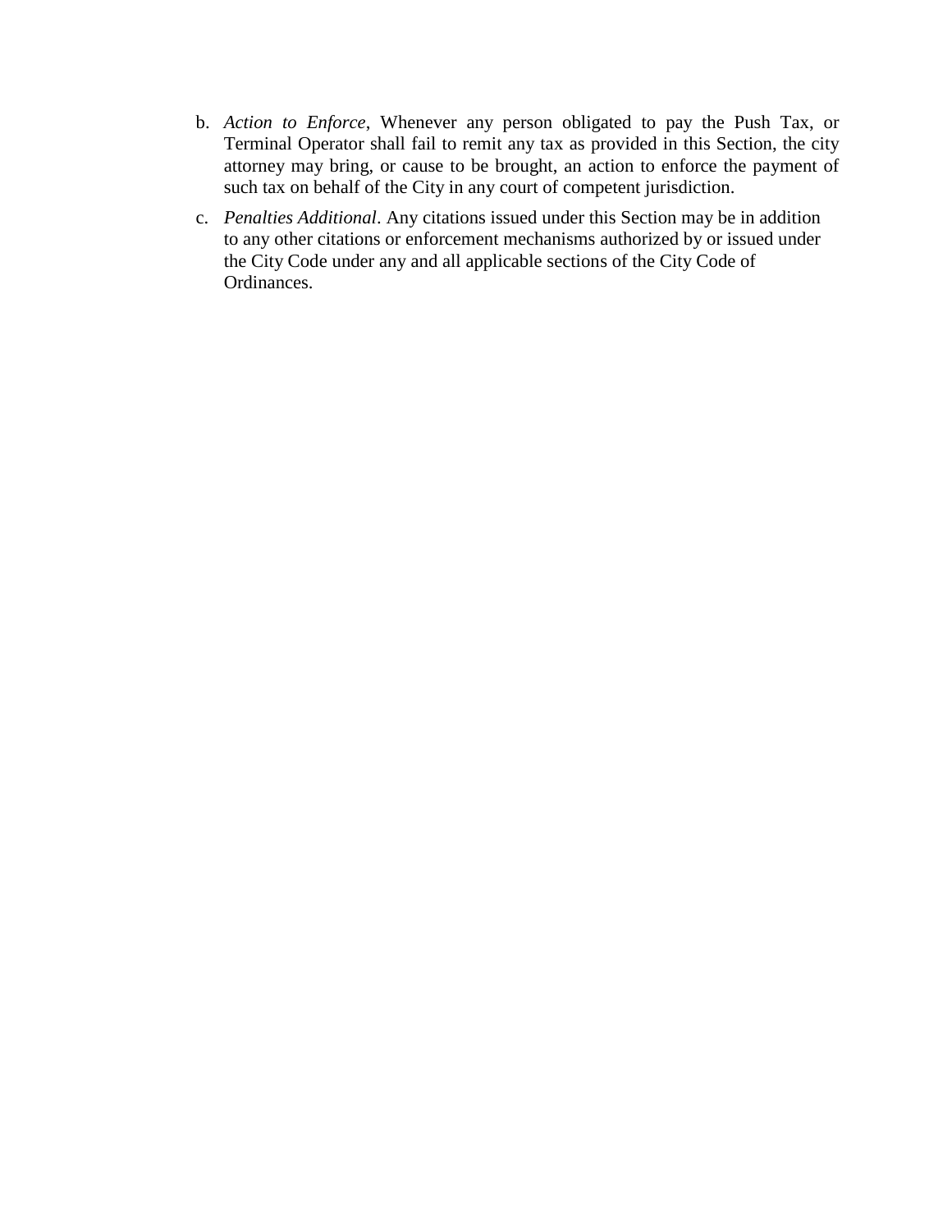b. *Action to Enforce*, Whenever any person obligated to pay the Push Tax, or Terminal Operator shall fail to remit any tax as provided in this Section, the city attorney may bring, or cause to be brought, an action to enforce the payment of such tax on behalf of the City in any court of competent jurisdiction.

c. *Penalties Additional*. Any citations issued under this Section may be in addition to any other citations or enforcement mechanisms authorized by or issued under the City Code under any and all applicable sections of the City Code of Ordinances.